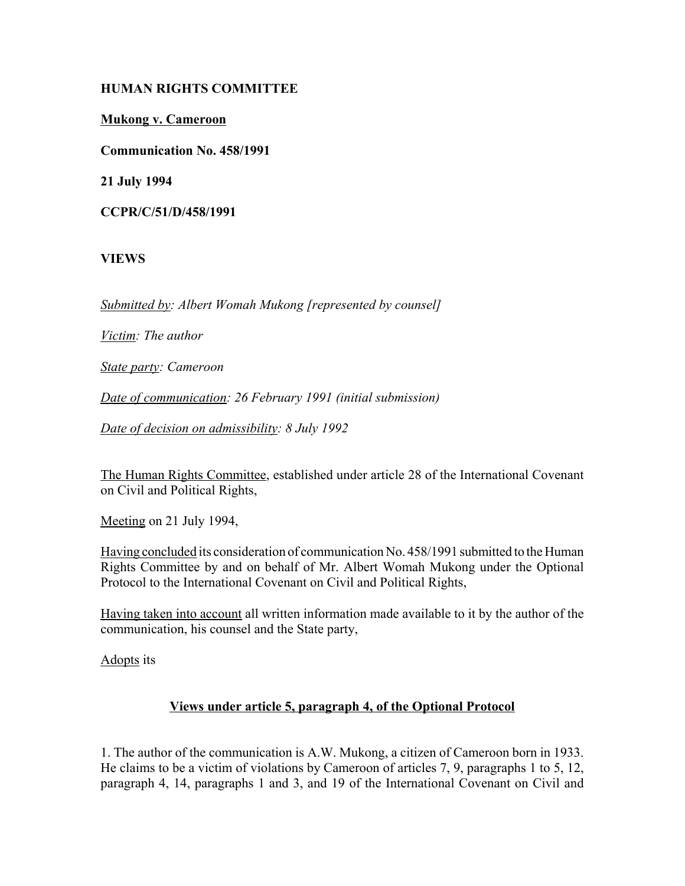**HUMAN RIGHTS COMMITTEE**

**Mukong v. Cameroon**

**Communication No. 458/1991**

**21 July 1994**

**CCPR/C/51/D/458/1991**

**VIEWS**

*Submitted by: Albert Womah Mukong [represented by counsel]*

*Victim: The author*

*State party: Cameroon*

*Date of communication: 26 February 1991 (initial submission)*

*Date of decision on admissibility: 8 July 1992*

The Human Rights Committee, established under article 28 of the International Covenant on Civil and Political Rights,

Meeting on 21 July 1994,

Having concluded its consideration of communication No. 458/1991 submitted to the Human Rights Committee by and on behalf of Mr. Albert Womah Mukong under the Optional Protocol to the International Covenant on Civil and Political Rights,

Having taken into account all written information made available to it by the author of the communication, his counsel and the State party,

Adopts its

## Views under article 5, paragraph 4, of the Optional Protocol

1. The author of the communication is A.W. Mukong, a citizen of Cameroon born in 1933. He claims to be a victim of violations by Cameroon of articles 7, 9, paragraphs 1 to 5, 12, paragraph 4, 14, paragraphs 1 and 3, and 19 of the International Covenant on Civil and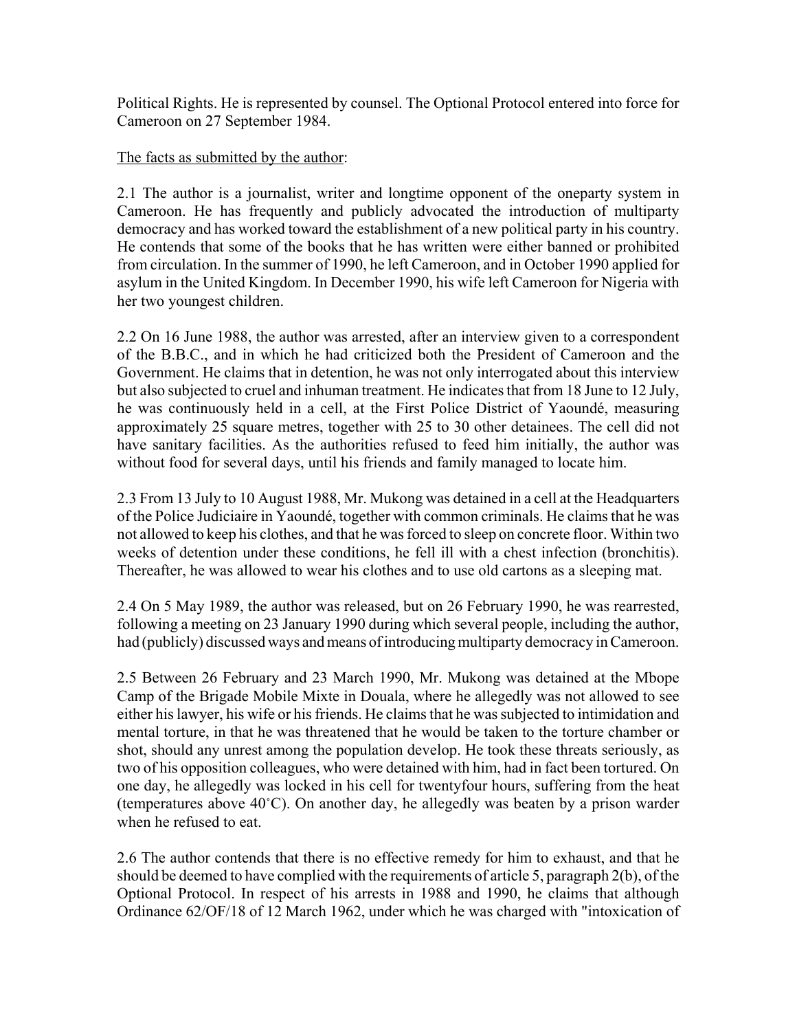Political Rights. He is represented by counsel. The Optional Protocol entered into force for Cameroon on 27 September 1984.

The facts as submitted by the author:

2.1 The author is a journalist, writer and longtime opponent of the oneparty system in Cameroon. He has frequently and publicly advocated the introduction of multiparty democracy and has worked toward the establishment of a new political party in his country. He contends that some of the books that he has written were either banned or prohibited from circulation. In the summer of 1990, he left Cameroon, and in October 1990 applied for asylum in the United Kingdom. In December 1990, his wife left Cameroon for Nigeria with her two youngest children.

2.2 On 16 June 1988, the author was arrested, after an interview given to a correspondent of the B.B.C., and in which he had criticized both the President of Cameroon and the Government. He claims that in detention, he was not only interrogated about this interview but also subjected to cruel and inhuman treatment. He indicates that from 18 June to 12 July, he was continuously held in a cell, at the First Police District of Yaoundé, measuring approximately 25 square metres, together with 25 to 30 other detainees. The cell did not have sanitary facilities. As the authorities refused to feed him initially, the author was without food for several days, until his friends and family managed to locate him.

2.3 From 13 July to 10 August 1988, Mr. Mukong was detained in a cell at the Headquarters of the Police Judiciaire in Yaoundé, together with common criminals. He claims that he was not allowed to keep his clothes, and that he was forced to sleep on concrete floor. Within two weeks of detention under these conditions, he fell ill with a chest infection (bronchitis). Thereafter, he was allowed to wear his clothes and to use old cartons as a sleeping mat.

2.4 On 5 May 1989, the author was released, but on 26 February 1990, he was rearrested, following a meeting on 23 January 1990 during which several people, including the author, had (publicly) discussed ways and means of introducing multiparty democracy in Cameroon.

2.5 Between 26 February and 23 March 1990, Mr. Mukong was detained at the Mbope Camp of the Brigade Mobile Mixte in Douala, where he allegedly was not allowed to see either his lawyer, his wife or his friends. He claims that he was subjected to intimidation and mental torture, in that he was threatened that he would be taken to the torture chamber or shot, should any unrest among the population develop. He took these threats seriously, as two of his opposition colleagues, who were detained with him, had in fact been tortured. On one day, he allegedly was locked in his cell for twentyfour hours, suffering from the heat (temperatures above 40˚C). On another day, he allegedly was beaten by a prison warder when he refused to eat.

2.6 The author contends that there is no effective remedy for him to exhaust, and that he should be deemed to have complied with the requirements of article 5, paragraph 2(b), of the Optional Protocol. In respect of his arrests in 1988 and 1990, he claims that although Ordinance 62/OF/18 of 12 March 1962, under which he was charged with "intoxication of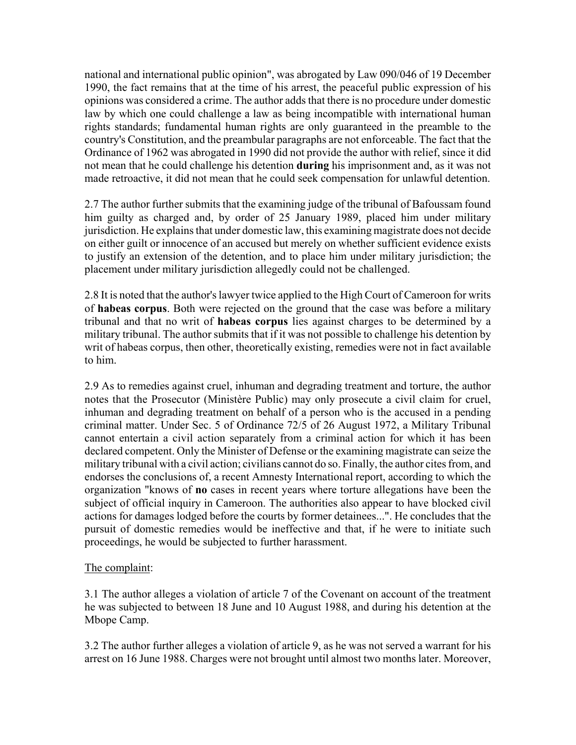national and international public opinion", was abrogated by Law 090/046 of 19 December 1990, the fact remains that at the time of his arrest, the peaceful public expression of his opinions was considered a crime. The author adds that there is no procedure under domestic law by which one could challenge a law as being incompatible with international human rights standards; fundamental human rights are only guaranteed in the preamble to the country's Constitution, and the preambular paragraphs are not enforceable. The fact that the Ordinance of 1962 was abrogated in 1990 did not provide the author with relief, since it did not mean that he could challenge his detention **during** his imprisonment and, as it was not made retroactive, it did not mean that he could seek compensation for unlawful detention.

2.7 The author further submits that the examining judge of the tribunal of Bafoussam found him guilty as charged and, by order of 25 January 1989, placed him under military jurisdiction. He explains that under domestic law, this examining magistrate does not decide on either guilt or innocence of an accused but merely on whether sufficient evidence exists to justify an extension of the detention, and to place him under military jurisdiction; the placement under military jurisdiction allegedly could not be challenged.

2.8 It is noted that the author's lawyer twice applied to the High Court of Cameroon for writs of **habeas corpus**. Both were rejected on the ground that the case was before a military tribunal and that no writ of **habeas corpus** lies against charges to be determined by a military tribunal. The author submits that if it was not possible to challenge his detention by writ of habeas corpus, then other, theoretically existing, remedies were not in fact available to him.

2.9 As to remedies against cruel, inhuman and degrading treatment and torture, the author notes that the Prosecutor (Ministère Public) may only prosecute a civil claim for cruel, inhuman and degrading treatment on behalf of a person who is the accused in a pending criminal matter. Under Sec. 5 of Ordinance 72/5 of 26 August 1972, a Military Tribunal cannot entertain a civil action separately from a criminal action for which it has been declared competent. Only the Minister of Defense or the examining magistrate can seize the military tribunal with a civil action; civilians cannot do so. Finally, the author cites from, and endorses the conclusions of, a recent Amnesty International report, according to which the organization "knows of **no** cases in recent years where torture allegations have been the subject of official inquiry in Cameroon. The authorities also appear to have blocked civil actions for damages lodged before the courts by former detainees...". He concludes that the pursuit of domestic remedies would be ineffective and that, if he were to initiate such proceedings, he would be subjected to further harassment.

The complaint:

3.1 The author alleges a violation of article 7 of the Covenant on account of the treatment he was subjected to between 18 June and 10 August 1988, and during his detention at the Mbope Camp.

3.2 The author further alleges a violation of article 9, as he was not served a warrant for his arrest on 16 June 1988. Charges were not brought until almost two months later. Moreover,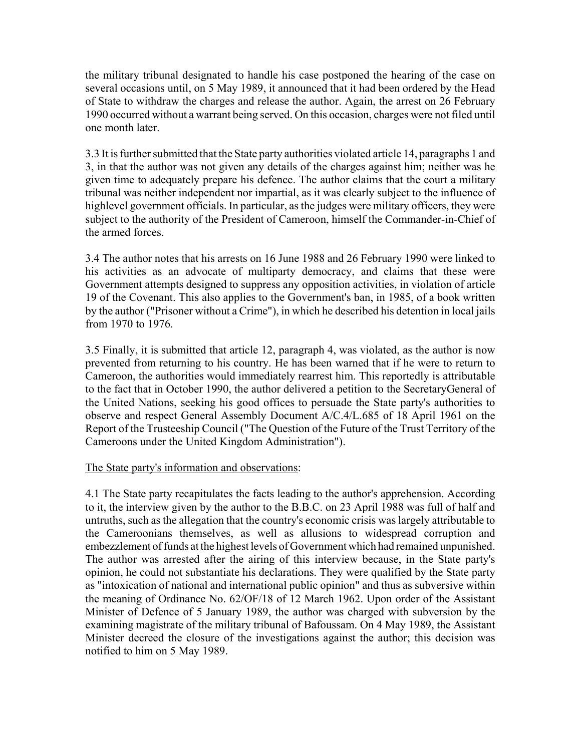the military tribunal designated to handle his case postponed the hearing of the case on several occasions until, on 5 May 1989, it announced that it had been ordered by the Head of State to withdraw the charges and release the author. Again, the arrest on 26 February 1990 occurred without a warrant being served. On this occasion, charges were not filed until one month later.

3.3 It is further submitted that the State party authorities violated article 14, paragraphs 1 and 3, in that the author was not given any details of the charges against him; neither was he given time to adequately prepare his defence. The author claims that the court a military tribunal was neither independent nor impartial, as it was clearly subject to the influence of highlevel government officials. In particular, as the judges were military officers, they were subject to the authority of the President of Cameroon, himself the Commander-in-Chief of the armed forces.

3.4 The author notes that his arrests on 16 June 1988 and 26 February 1990 were linked to his activities as an advocate of multiparty democracy, and claims that these were Government attempts designed to suppress any opposition activities, in violation of article 19 of the Covenant. This also applies to the Government's ban, in 1985, of a book written by the author ("Prisoner without a Crime"), in which he described his detention in local jails from 1970 to 1976.

3.5 Finally, it is submitted that article 12, paragraph 4, was violated, as the author is now prevented from returning to his country. He has been warned that if he were to return to Cameroon, the authorities would immediately rearrest him. This reportedly is attributable to the fact that in October 1990, the author delivered a petition to the SecretaryGeneral of the United Nations, seeking his good offices to persuade the State party's authorities to observe and respect General Assembly Document A/C.4/L.685 of 18 April 1961 on the Report of the Trusteeship Council ("The Question of the Future of the Trust Territory of the Cameroons under the United Kingdom Administration").

The State party's information and observations:

4.1 The State party recapitulates the facts leading to the author's apprehension. According to it, the interview given by the author to the B.B.C. on 23 April 1988 was full of half and untruths, such as the allegation that the country's economic crisis was largely attributable to the Cameroonians themselves, as well as allusions to widespread corruption and embezzlement of funds at the highest levels of Government which had remained unpunished. The author was arrested after the airing of this interview because, in the State party's opinion, he could not substantiate his declarations. They were qualified by the State party as "intoxication of national and international public opinion" and thus as subversive within the meaning of Ordinance No. 62/OF/18 of 12 March 1962. Upon order of the Assistant Minister of Defence of 5 January 1989, the author was charged with subversion by the examining magistrate of the military tribunal of Bafoussam. On 4 May 1989, the Assistant Minister decreed the closure of the investigations against the author; this decision was notified to him on 5 May 1989.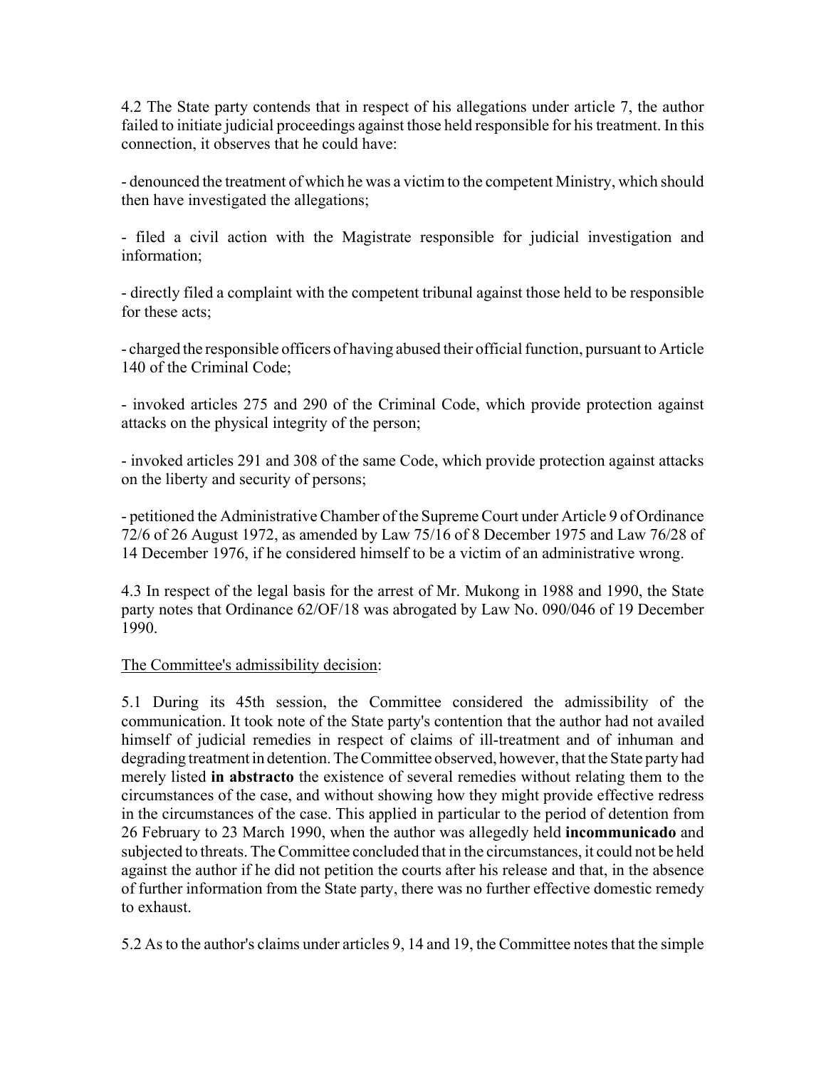4.2 The State party contends that in respect of his allegations under article 7, the author failed to initiate judicial proceedings against those held responsible for his treatment. In this connection, it observes that he could have:

- denounced the treatment of which he was a victim to the competent Ministry, which should then have investigated the allegations;

- filed a civil action with the Magistrate responsible for judicial investigation and information;

- directly filed a complaint with the competent tribunal against those held to be responsible for these acts;

- charged the responsible officers of having abused their official function, pursuant to Article 140 of the Criminal Code;

- invoked articles 275 and 290 of the Criminal Code, which provide protection against attacks on the physical integrity of the person;

- invoked articles 291 and 308 of the same Code, which provide protection against attacks on the liberty and security of persons;

- petitioned the Administrative Chamber of the Supreme Court under Article 9 of Ordinance 72/6 of 26 August 1972, as amended by Law 75/16 of 8 December 1975 and Law 76/28 of 14 December 1976, if he considered himself to be a victim of an administrative wrong.

4.3 In respect of the legal basis for the arrest of Mr. Mukong in 1988 and 1990, the State party notes that Ordinance 62/OF/18 was abrogated by Law No. 090/046 of 19 December 1990.

The Committee's admissibility decision:

5.1 During its 45th session, the Committee considered the admissibility of the communication. It took note of the State party's contention that the author had not availed himself of judicial remedies in respect of claims of ill-treatment and of inhuman and degrading treatment in detention. The Committee observed, however, that the State party had merely listed **in abstracto** the existence of several remedies without relating them to the circumstances of the case, and without showing how they might provide effective redress in the circumstances of the case. This applied in particular to the period of detention from 26 February to 23 March 1990, when the author was allegedly held **incommunicado** and subjected to threats. The Committee concluded that in the circumstances, it could not be held against the author if he did not petition the courts after his release and that, in the absence of further information from the State party, there was no further effective domestic remedy to exhaust.

5.2 As to the author's claims under articles 9, 14 and 19, the Committee notes that the simple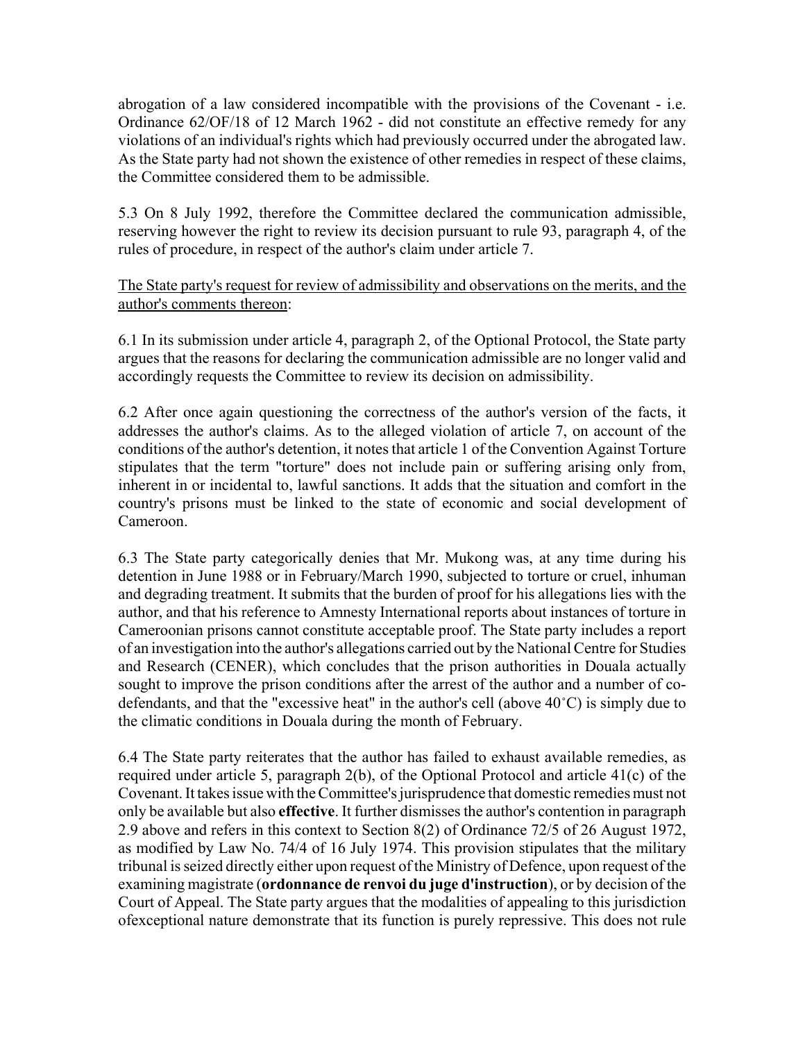abrogation of a law considered incompatible with the provisions of the Covenant - i.e. Ordinance 62/OF/18 of 12 March 1962 - did not constitute an effective remedy for any violations of an individual's rights which had previously occurred under the abrogated law. As the State party had not shown the existence of other remedies in respect of these claims, the Committee considered them to be admissible.

5.3 On 8 July 1992, therefore the Committee declared the communication admissible, reserving however the right to review its decision pursuant to rule 93, paragraph 4, of the rules of procedure, in respect of the author's claim under article 7.

<u>The State party's request for review of admissibility and observations on the merits, and the author's comments thereon</u>:

6.1 In its submission under article 4, paragraph 2, of the Optional Protocol, the State party argues that the reasons for declaring the communication admissible are no longer valid and accordingly requests the Committee to review its decision on admissibility.

6.2 After once again questioning the correctness of the author's version of the facts, it addresses the author's claims. As to the alleged violation of article 7, on account of the conditions of the author's detention, it notes that article 1 of the Convention Against Torture stipulates that the term "torture" does not include pain or suffering arising only from, inherent in or incidental to, lawful sanctions. It adds that the situation and comfort in the country's prisons must be linked to the state of economic and social development of Cameroon.

6.3 The State party categorically denies that Mr. Mukong was, at any time during his detention in June 1988 or in February/March 1990, subjected to torture or cruel, inhuman and degrading treatment. It submits that the burden of proof for his allegations lies with the author, and that his reference to Amnesty International reports about instances of torture in Cameroonian prisons cannot constitute acceptable proof. The State party includes a report of an investigation into the author's allegations carried out by the National Centre for Studies and Research (CENER), which concludes that the prison authorities in Douala actually sought to improve the prison conditions after the arrest of the author and a number of co-defendants, and that the "excessive heat" in the author's cell (above 40˚C) is simply due to the climatic conditions in Douala during the month of February.

6.4 The State party reiterates that the author has failed to exhaust available remedies, as required under article 5, paragraph 2(b), of the Optional Protocol and article 41(c) of the Covenant. It takes issue with the Committee's jurisprudence that domestic remedies must not only be available but also **effective**. It further dismisses the author's contention in paragraph 2.9 above and refers in this context to Section 8(2) of Ordinance 72/5 of 26 August 1972, as modified by Law No. 74/4 of 16 July 1974. This provision stipulates that the military tribunal is seized directly either upon request of the Ministry of Defence, upon request of the examining magistrate (**ordonnance de renvoi du juge d'instruction**), or by decision of the Court of Appeal. The State party argues that the modalities of appealing to this jurisdiction ofexceptional nature demonstrate that its function is purely repressive. This does not rule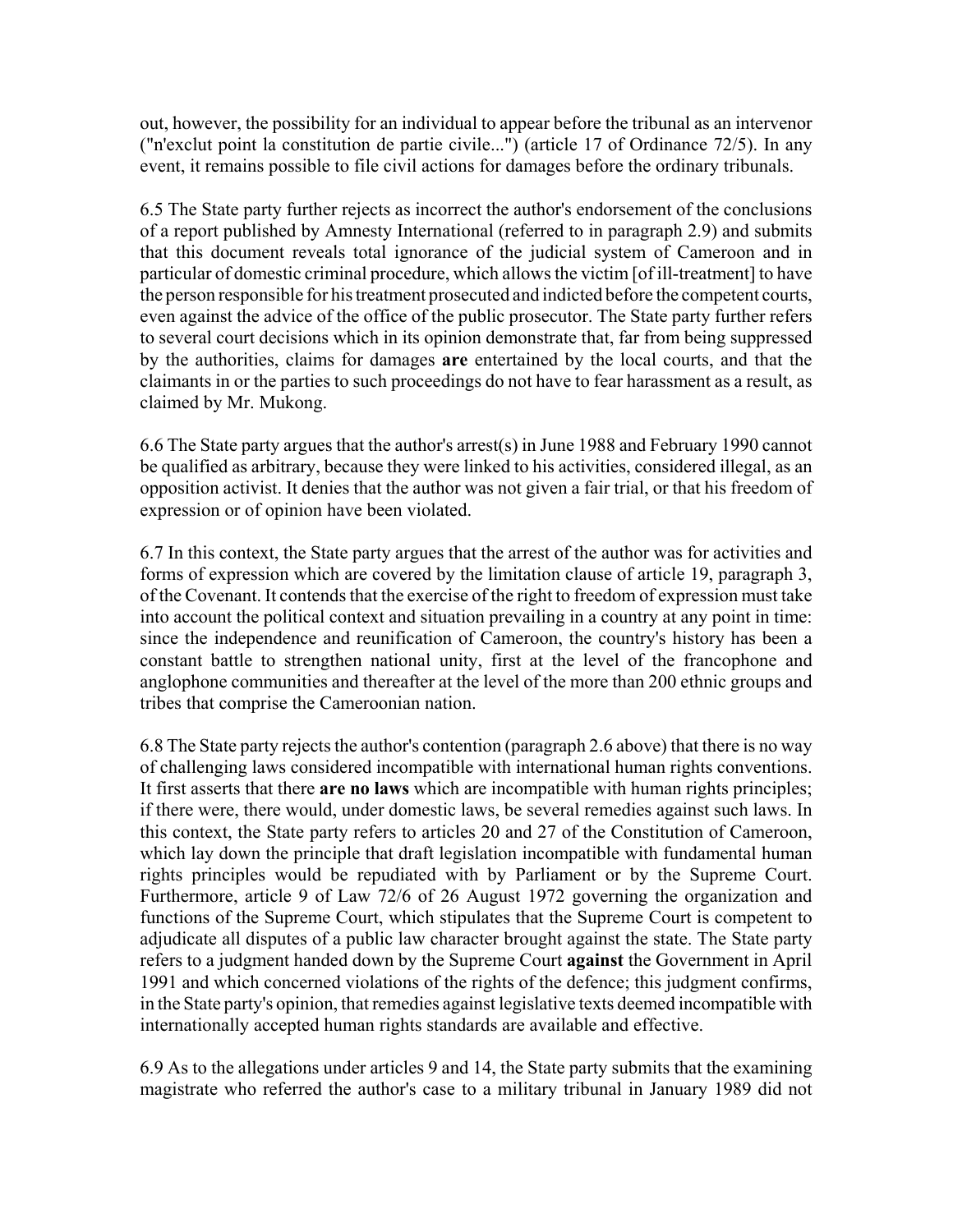out, however, the possibility for an individual to appear before the tribunal as an intervenor ("n'exclut point la constitution de partie civile...") (article 17 of Ordinance 72/5). In any event, it remains possible to file civil actions for damages before the ordinary tribunals.

6.5 The State party further rejects as incorrect the author's endorsement of the conclusions of a report published by Amnesty International (referred to in paragraph 2.9) and submits that this document reveals total ignorance of the judicial system of Cameroon and in particular of domestic criminal procedure, which allows the victim [of ill-treatment] to have the person responsible for his treatment prosecuted and indicted before the competent courts, even against the advice of the office of the public prosecutor. The State party further refers to several court decisions which in its opinion demonstrate that, far from being suppressed by the authorities, claims for damages **are** entertained by the local courts, and that the claimants in or the parties to such proceedings do not have to fear harassment as a result, as claimed by Mr. Mukong.

6.6 The State party argues that the author's arrest(s) in June 1988 and February 1990 cannot be qualified as arbitrary, because they were linked to his activities, considered illegal, as an opposition activist. It denies that the author was not given a fair trial, or that his freedom of expression or of opinion have been violated.

6.7 In this context, the State party argues that the arrest of the author was for activities and forms of expression which are covered by the limitation clause of article 19, paragraph 3, of the Covenant. It contends that the exercise of the right to freedom of expression must take into account the political context and situation prevailing in a country at any point in time: since the independence and reunification of Cameroon, the country's history has been a constant battle to strengthen national unity, first at the level of the francophone and anglophone communities and thereafter at the level of the more than 200 ethnic groups and tribes that comprise the Cameroonian nation.

6.8 The State party rejects the author's contention (paragraph 2.6 above) that there is no way of challenging laws considered incompatible with international human rights conventions. It first asserts that there **are no laws** which are incompatible with human rights principles; if there were, there would, under domestic laws, be several remedies against such laws. In this context, the State party refers to articles 20 and 27 of the Constitution of Cameroon, which lay down the principle that draft legislation incompatible with fundamental human rights principles would be repudiated with by Parliament or by the Supreme Court. Furthermore, article 9 of Law 72/6 of 26 August 1972 governing the organization and functions of the Supreme Court, which stipulates that the Supreme Court is competent to adjudicate all disputes of a public law character brought against the state. The State party refers to a judgment handed down by the Supreme Court **against** the Government in April 1991 and which concerned violations of the rights of the defence; this judgment confirms, in the State party's opinion, that remedies against legislative texts deemed incompatible with internationally accepted human rights standards are available and effective.

6.9 As to the allegations under articles 9 and 14, the State party submits that the examining magistrate who referred the author's case to a military tribunal in January 1989 did not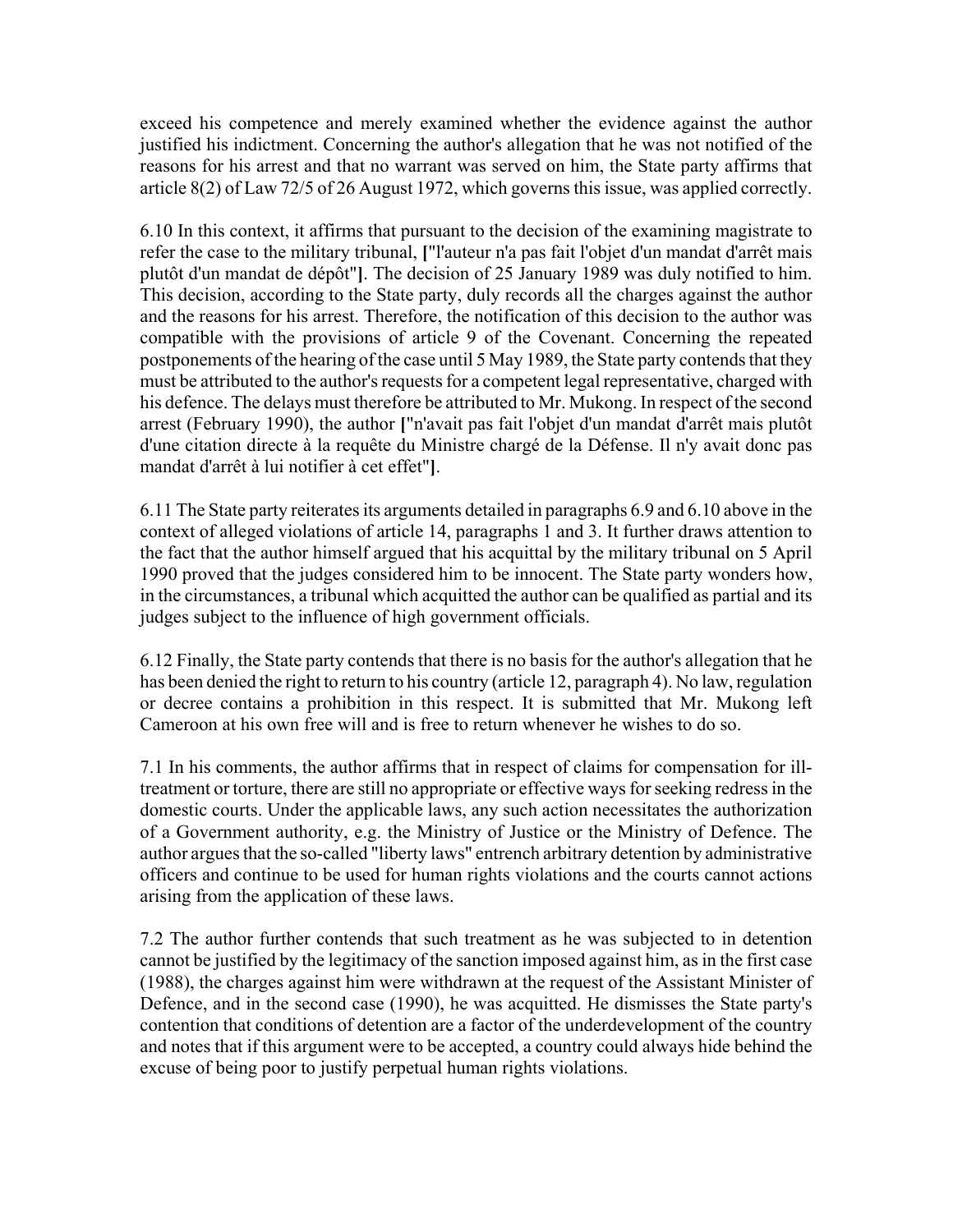exceed his competence and merely examined whether the evidence against the author justified his indictment. Concerning the author's allegation that he was not notified of the reasons for his arrest and that no warrant was served on him, the State party affirms that article 8(2) of Law 72/5 of 26 August 1972, which governs this issue, was applied correctly.

6.10 In this context, it affirms that pursuant to the decision of the examining magistrate to refer the case to the military tribunal, **[**"l'auteur n'a pas fait l'objet d'un mandat d'arrêt mais plutôt d'un mandat de dépôt"**]**. The decision of 25 January 1989 was duly notified to him. This decision, according to the State party, duly records all the charges against the author and the reasons for his arrest. Therefore, the notification of this decision to the author was compatible with the provisions of article 9 of the Covenant. Concerning the repeated postponements of the hearing of the case until 5 May 1989, the State party contends that they must be attributed to the author's requests for a competent legal representative, charged with his defence. The delays must therefore be attributed to Mr. Mukong. In respect of the second arrest (February 1990), the author **[**"n'avait pas fait l'objet d'un mandat d'arrêt mais plutôt d'une citation directe à la requête du Ministre chargé de la Défense. Il n'y avait donc pas mandat d'arrêt à lui notifier à cet effet"**]**.

6.11 The State party reiterates its arguments detailed in paragraphs 6.9 and 6.10 above in the context of alleged violations of article 14, paragraphs 1 and 3. It further draws attention to the fact that the author himself argued that his acquittal by the military tribunal on 5 April 1990 proved that the judges considered him to be innocent. The State party wonders how, in the circumstances, a tribunal which acquitted the author can be qualified as partial and its judges subject to the influence of high government officials.

6.12 Finally, the State party contends that there is no basis for the author's allegation that he has been denied the right to return to his country (article 12, paragraph 4). No law, regulation or decree contains a prohibition in this respect. It is submitted that Mr. Mukong left Cameroon at his own free will and is free to return whenever he wishes to do so.

7.1 In his comments, the author affirms that in respect of claims for compensation for ill-treatment or torture, there are still no appropriate or effective ways for seeking redress in the domestic courts. Under the applicable laws, any such action necessitates the authorization of a Government authority, e.g. the Ministry of Justice or the Ministry of Defence. The author argues that the so-called "liberty laws" entrench arbitrary detention by administrative officers and continue to be used for human rights violations and the courts cannot actions arising from the application of these laws.

7.2 The author further contends that such treatment as he was subjected to in detention cannot be justified by the legitimacy of the sanction imposed against him, as in the first case (1988), the charges against him were withdrawn at the request of the Assistant Minister of Defence, and in the second case (1990), he was acquitted. He dismisses the State party's contention that conditions of detention are a factor of the underdevelopment of the country and notes that if this argument were to be accepted, a country could always hide behind the excuse of being poor to justify perpetual human rights violations.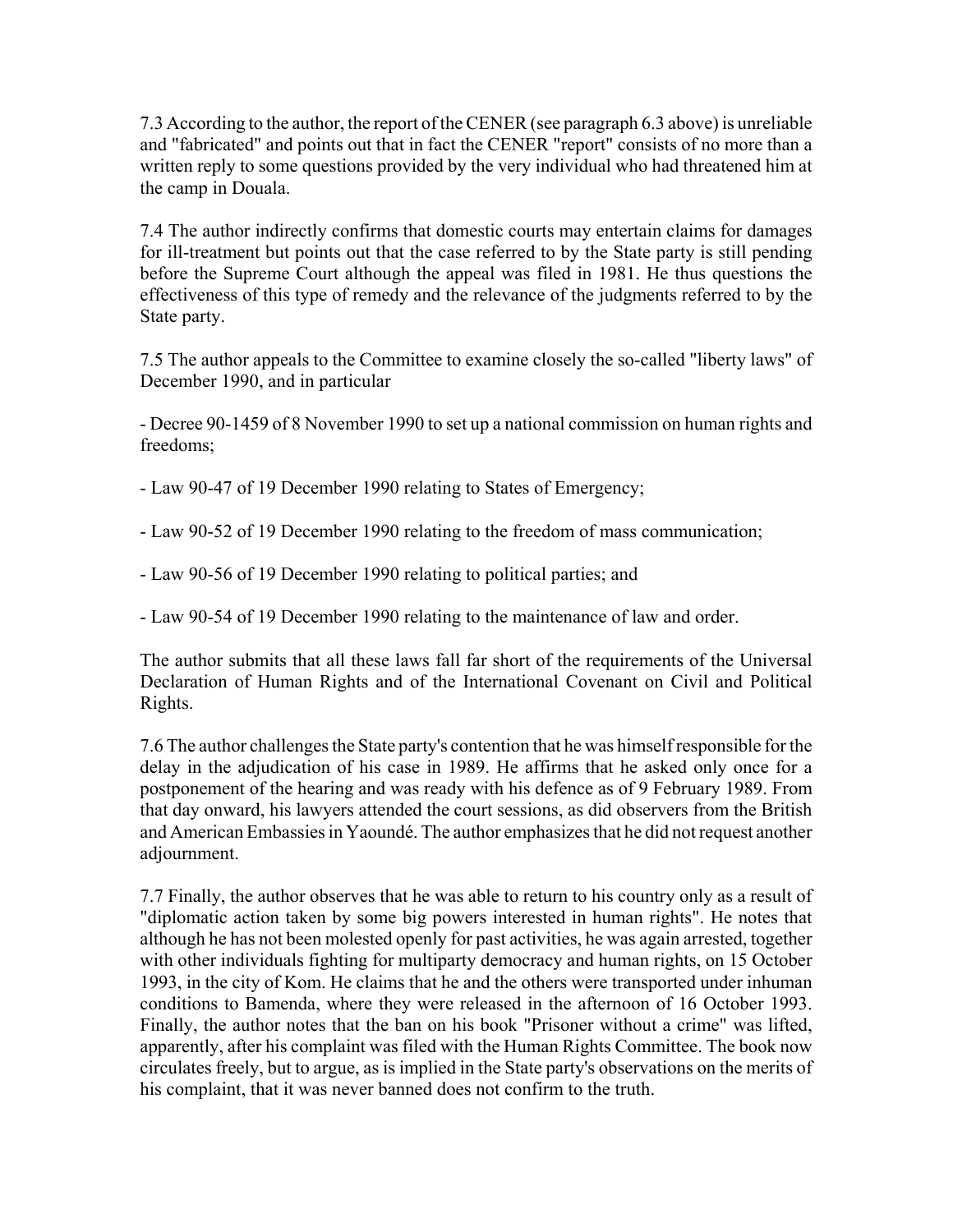7.3 According to the author, the report of the CENER (see paragraph 6.3 above) is unreliable and "fabricated" and points out that in fact the CENER "report" consists of no more than a written reply to some questions provided by the very individual who had threatened him at the camp in Douala.

7.4 The author indirectly confirms that domestic courts may entertain claims for damages for ill-treatment but points out that the case referred to by the State party is still pending before the Supreme Court although the appeal was filed in 1981. He thus questions the effectiveness of this type of remedy and the relevance of the judgments referred to by the State party.

7.5 The author appeals to the Committee to examine closely the so-called "liberty laws" of December 1990, and in particular

- Decree 90-1459 of 8 November 1990 to set up a national commission on human rights and freedoms;

- Law 90-47 of 19 December 1990 relating to States of Emergency;

- Law 90-52 of 19 December 1990 relating to the freedom of mass communication;

- Law 90-56 of 19 December 1990 relating to political parties; and

- Law 90-54 of 19 December 1990 relating to the maintenance of law and order.

The author submits that all these laws fall far short of the requirements of the Universal Declaration of Human Rights and of the International Covenant on Civil and Political Rights.

7.6 The author challenges the State party's contention that he was himself responsible for the delay in the adjudication of his case in 1989. He affirms that he asked only once for a postponement of the hearing and was ready with his defence as of 9 February 1989. From that day onward, his lawyers attended the court sessions, as did observers from the British and American Embassies in Yaoundé. The author emphasizes that he did not request another adjournment.

7.7 Finally, the author observes that he was able to return to his country only as a result of "diplomatic action taken by some big powers interested in human rights". He notes that although he has not been molested openly for past activities, he was again arrested, together with other individuals fighting for multiparty democracy and human rights, on 15 October 1993, in the city of Kom. He claims that he and the others were transported under inhuman conditions to Bamenda, where they were released in the afternoon of 16 October 1993. Finally, the author notes that the ban on his book "Prisoner without a crime" was lifted, apparently, after his complaint was filed with the Human Rights Committee. The book now circulates freely, but to argue, as is implied in the State party's observations on the merits of his complaint, that it was never banned does not confirm to the truth.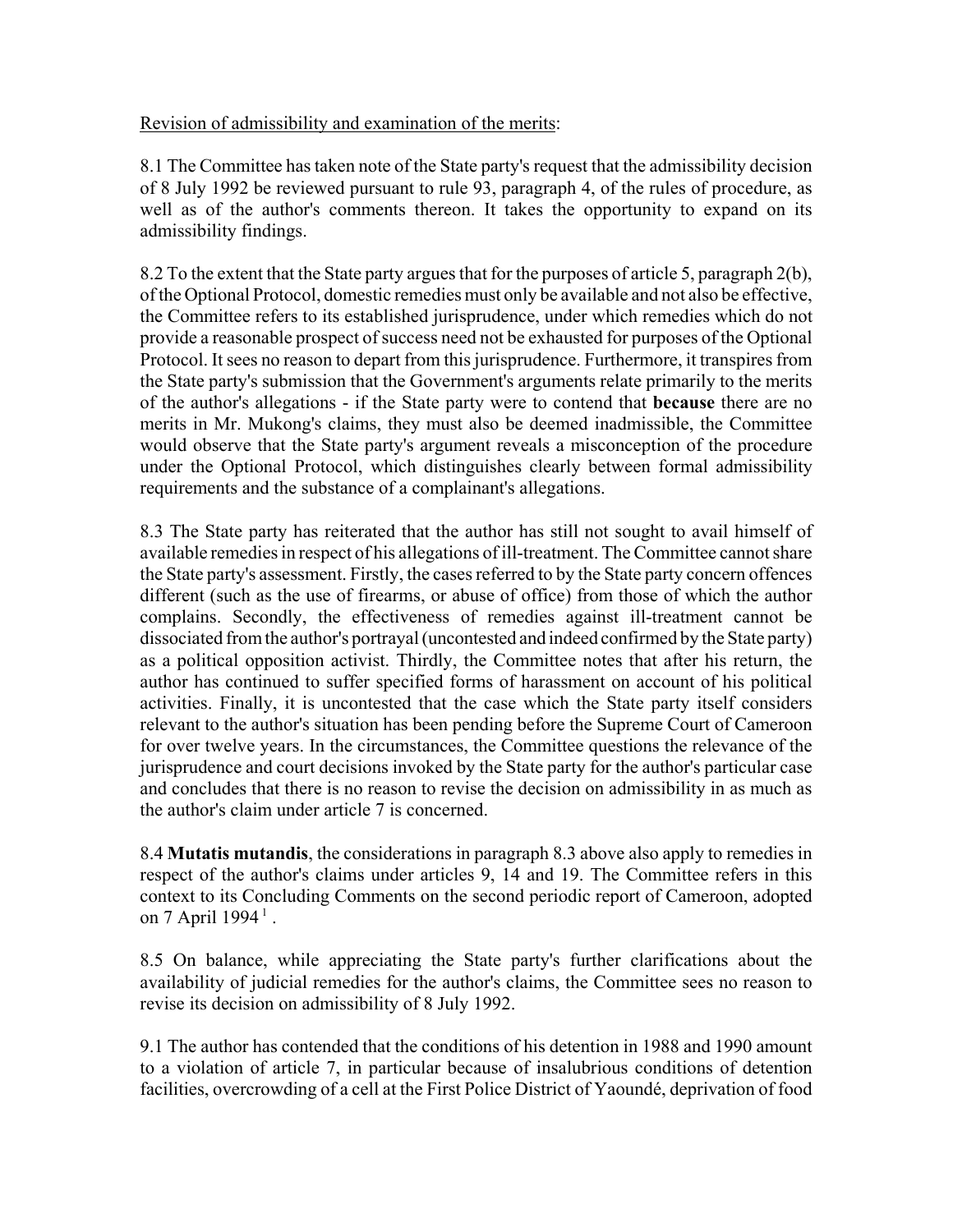Revision of admissibility and examination of the merits:

8.1 The Committee has taken note of the State party's request that the admissibility decision of 8 July 1992 be reviewed pursuant to rule 93, paragraph 4, of the rules of procedure, as well as of the author's comments thereon. It takes the opportunity to expand on its admissibility findings.

8.2 To the extent that the State party argues that for the purposes of article 5, paragraph 2(b), of the Optional Protocol, domestic remedies must only be available and not also be effective, the Committee refers to its established jurisprudence, under which remedies which do not provide a reasonable prospect of success need not be exhausted for purposes of the Optional Protocol. It sees no reason to depart from this jurisprudence. Furthermore, it transpires from the State party's submission that the Government's arguments relate primarily to the merits of the author's allegations - if the State party were to contend that **because** there are no merits in Mr. Mukong's claims, they must also be deemed inadmissible, the Committee would observe that the State party's argument reveals a misconception of the procedure under the Optional Protocol, which distinguishes clearly between formal admissibility requirements and the substance of a complainant's allegations.

8.3 The State party has reiterated that the author has still not sought to avail himself of available remedies in respect of his allegations of ill-treatment. The Committee cannot share the State party's assessment. Firstly, the cases referred to by the State party concern offences different (such as the use of firearms, or abuse of office) from those of which the author complains. Secondly, the effectiveness of remedies against ill-treatment cannot be dissociated from the author's portrayal (uncontested and indeed confirmed by the State party) as a political opposition activist. Thirdly, the Committee notes that after his return, the author has continued to suffer specified forms of harassment on account of his political activities. Finally, it is uncontested that the case which the State party itself considers relevant to the author's situation has been pending before the Supreme Court of Cameroon for over twelve years. In the circumstances, the Committee questions the relevance of the jurisprudence and court decisions invoked by the State party for the author's particular case and concludes that there is no reason to revise the decision on admissibility in as much as the author's claim under article 7 is concerned.

8.4 **Mutatis mutandis**, the considerations in paragraph 8.3 above also apply to remedies in respect of the author's claims under articles 9, 14 and 19. The Committee refers in this context to its Concluding Comments on the second periodic report of Cameroon, adopted on 7 April 1994 [1] .

8.5 On balance, while appreciating the State party's further clarifications about the availability of judicial remedies for the author's claims, the Committee sees no reason to revise its decision on admissibility of 8 July 1992.

9.1 The author has contended that the conditions of his detention in 1988 and 1990 amount to a violation of article 7, in particular because of insalubrious conditions of detention facilities, overcrowding of a cell at the First Police District of Yaoundé, deprivation of food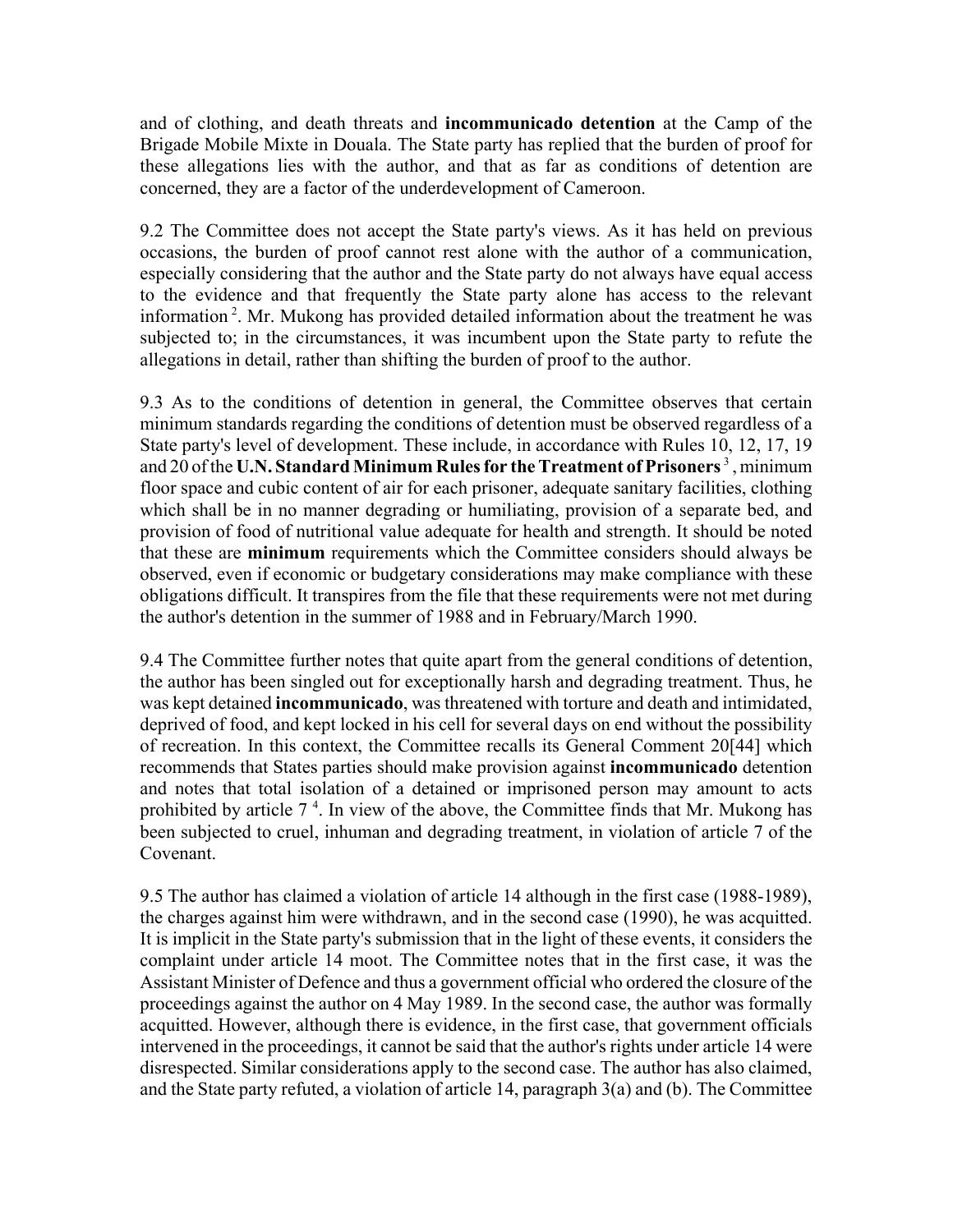and of clothing, and death threats and **incommunicado detention** at the Camp of the Brigade Mobile Mixte in Douala. The State party has replied that the burden of proof for these allegations lies with the author, and that as far as conditions of detention are concerned, they are a factor of the underdevelopment of Cameroon.

9.2 The Committee does not accept the State party's views. As it has held on previous occasions, the burden of proof cannot rest alone with the author of a communication, especially considering that the author and the State party do not always have equal access to the evidence and that frequently the State party alone has access to the relevant information [2]. Mr. Mukong has provided detailed information about the treatment he was subjected to; in the circumstances, it was incumbent upon the State party to refute the allegations in detail, rather than shifting the burden of proof to the author.

9.3 As to the conditions of detention in general, the Committee observes that certain minimum standards regarding the conditions of detention must be observed regardless of a State party's level of development. These include, in accordance with Rules 10, 12, 17, 19 and 20 of the **U.N. Standard Minimum Rules for the Treatment of Prisoners** [3], minimum floor space and cubic content of air for each prisoner, adequate sanitary facilities, clothing which shall be in no manner degrading or humiliating, provision of a separate bed, and provision of food of nutritional value adequate for health and strength. It should be noted that these are **minimum** requirements which the Committee considers should always be observed, even if economic or budgetary considerations may make compliance with these obligations difficult. It transpires from the file that these requirements were not met during the author's detention in the summer of 1988 and in February/March 1990.

9.4 The Committee further notes that quite apart from the general conditions of detention, the author has been singled out for exceptionally harsh and degrading treatment. Thus, he was kept detained **incommunicado**, was threatened with torture and death and intimidated, deprived of food, and kept locked in his cell for several days on end without the possibility of recreation. In this context, the Committee recalls its General Comment 20[44] which recommends that States parties should make provision against **incommunicado** detention and notes that total isolation of a detained or imprisoned person may amount to acts prohibited by article 7 [4]. In view of the above, the Committee finds that Mr. Mukong has been subjected to cruel, inhuman and degrading treatment, in violation of article 7 of the Covenant.

9.5 The author has claimed a violation of article 14 although in the first case (1988-1989), the charges against him were withdrawn, and in the second case (1990), he was acquitted. It is implicit in the State party's submission that in the light of these events, it considers the complaint under article 14 moot. The Committee notes that in the first case, it was the Assistant Minister of Defence and thus a government official who ordered the closure of the proceedings against the author on 4 May 1989. In the second case, the author was formally acquitted. However, although there is evidence, in the first case, that government officials intervened in the proceedings, it cannot be said that the author's rights under article 14 were disrespected. Similar considerations apply to the second case. The author has also claimed, and the State party refuted, a violation of article 14, paragraph 3(a) and (b). The Committee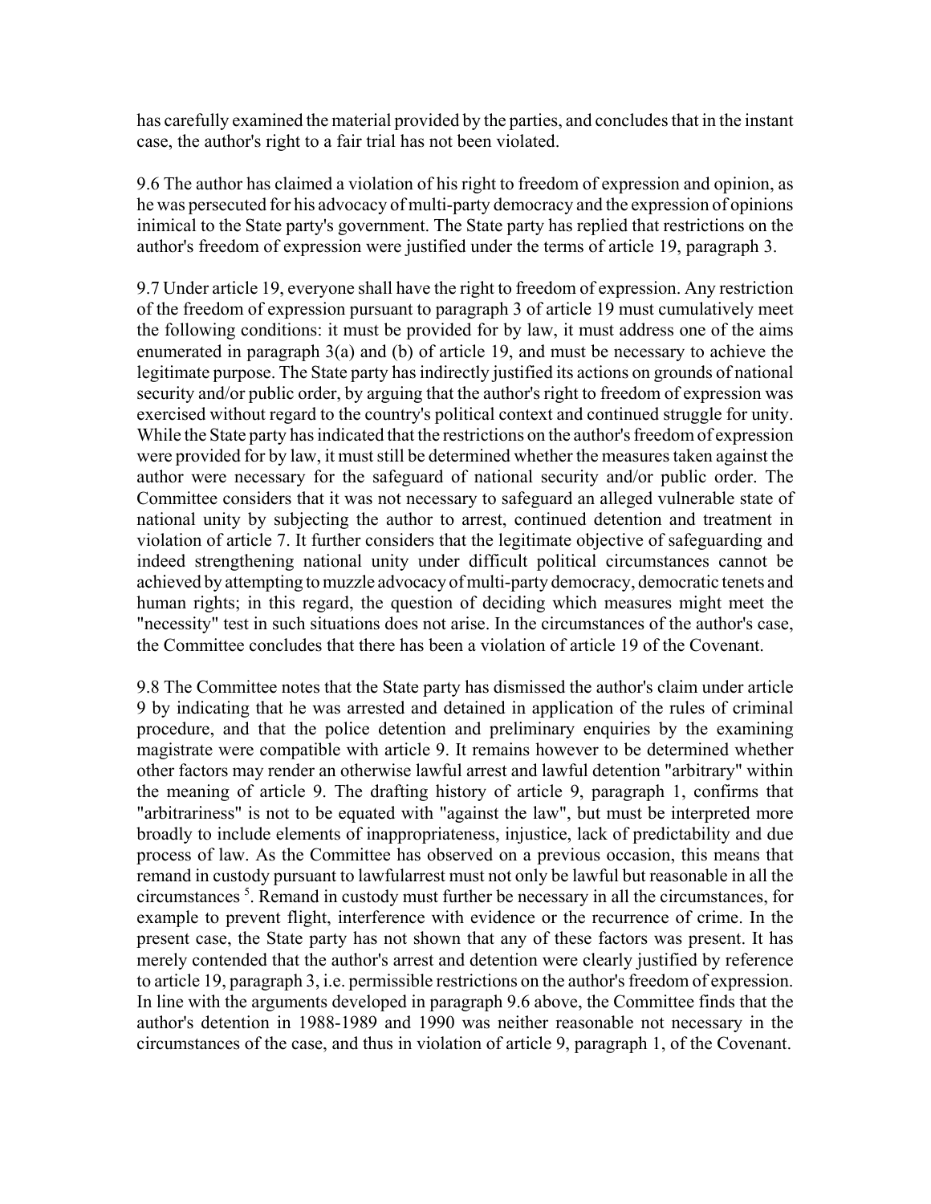has carefully examined the material provided by the parties, and concludes that in the instant case, the author's right to a fair trial has not been violated.

9.6 The author has claimed a violation of his right to freedom of expression and opinion, as he was persecuted for his advocacy of multi-party democracy and the expression of opinions inimical to the State party's government. The State party has replied that restrictions on the author's freedom of expression were justified under the terms of article 19, paragraph 3.

9.7 Under article 19, everyone shall have the right to freedom of expression. Any restriction of the freedom of expression pursuant to paragraph 3 of article 19 must cumulatively meet the following conditions: it must be provided for by law, it must address one of the aims enumerated in paragraph 3(a) and (b) of article 19, and must be necessary to achieve the legitimate purpose. The State party has indirectly justified its actions on grounds of national security and/or public order, by arguing that the author's right to freedom of expression was exercised without regard to the country's political context and continued struggle for unity. While the State party has indicated that the restrictions on the author's freedom of expression were provided for by law, it must still be determined whether the measures taken against the author were necessary for the safeguard of national security and/or public order. The Committee considers that it was not necessary to safeguard an alleged vulnerable state of national unity by subjecting the author to arrest, continued detention and treatment in violation of article 7. It further considers that the legitimate objective of safeguarding and indeed strengthening national unity under difficult political circumstances cannot be achieved by attempting to muzzle advocacy of multi-party democracy, democratic tenets and human rights; in this regard, the question of deciding which measures might meet the "necessity" test in such situations does not arise. In the circumstances of the author's case, the Committee concludes that there has been a violation of article 19 of the Covenant.

9.8 The Committee notes that the State party has dismissed the author's claim under article 9 by indicating that he was arrested and detained in application of the rules of criminal procedure, and that the police detention and preliminary enquiries by the examining magistrate were compatible with article 9. It remains however to be determined whether other factors may render an otherwise lawful arrest and lawful detention "arbitrary" within the meaning of article 9. The drafting history of article 9, paragraph 1, confirms that "arbitrariness" is not to be equated with "against the law", but must be interpreted more broadly to include elements of inappropriateness, injustice, lack of predictability and due process of law. As the Committee has observed on a previous occasion, this means that remand in custody pursuant to lawfularrest must not only be lawful but reasonable in all the circumstances [5]. Remand in custody must further be necessary in all the circumstances, for example to prevent flight, interference with evidence or the recurrence of crime. In the present case, the State party has not shown that any of these factors was present. It has merely contended that the author's arrest and detention were clearly justified by reference to article 19, paragraph 3, i.e. permissible restrictions on the author's freedom of expression. In line with the arguments developed in paragraph 9.6 above, the Committee finds that the author's detention in 1988-1989 and 1990 was neither reasonable not necessary in the circumstances of the case, and thus in violation of article 9, paragraph 1, of the Covenant.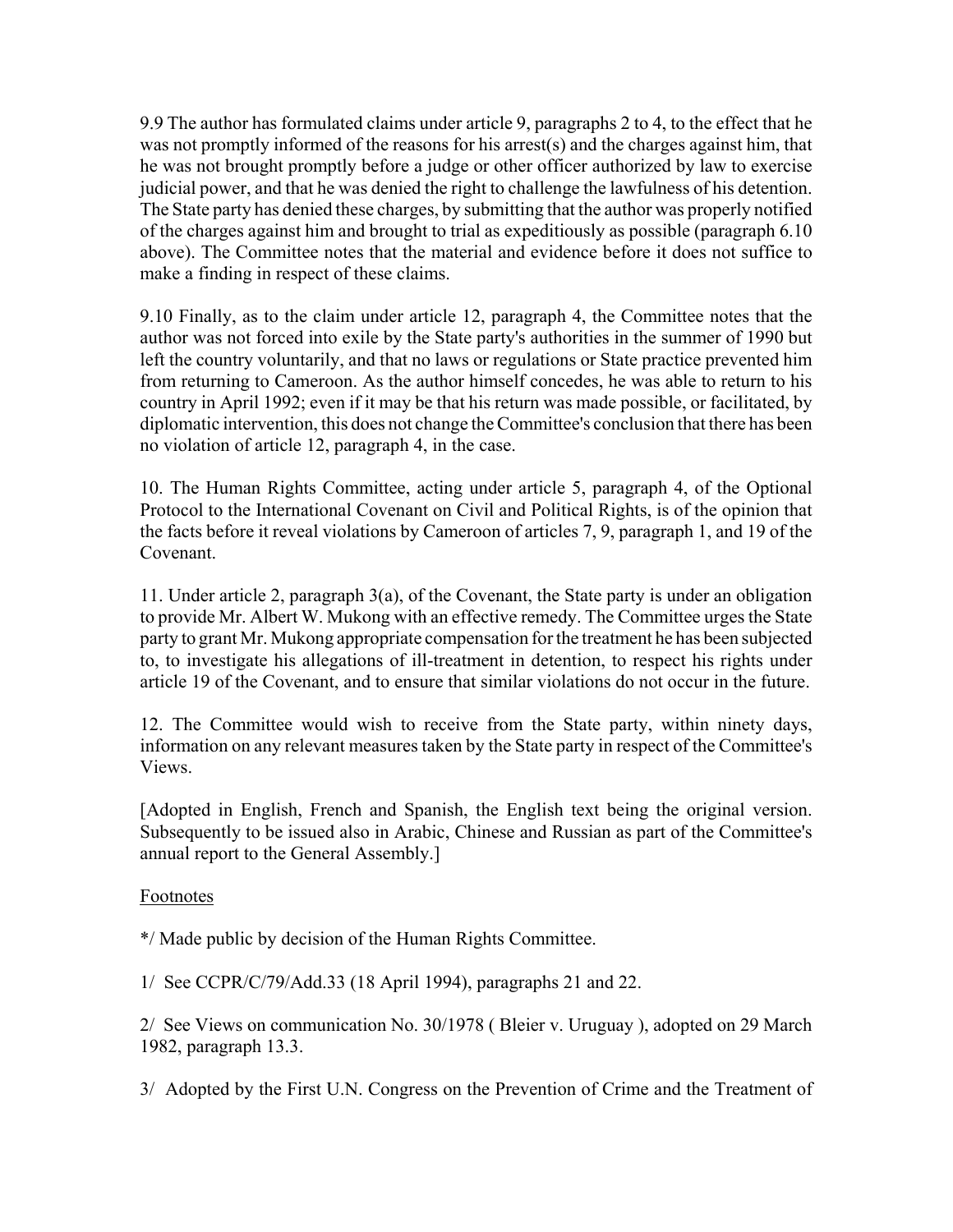9.9 The author has formulated claims under article 9, paragraphs 2 to 4, to the effect that he was not promptly informed of the reasons for his arrest(s) and the charges against him, that he was not brought promptly before a judge or other officer authorized by law to exercise judicial power, and that he was denied the right to challenge the lawfulness of his detention. The State party has denied these charges, by submitting that the author was properly notified of the charges against him and brought to trial as expeditiously as possible (paragraph 6.10 above). The Committee notes that the material and evidence before it does not suffice to make a finding in respect of these claims.

9.10 Finally, as to the claim under article 12, paragraph 4, the Committee notes that the author was not forced into exile by the State party's authorities in the summer of 1990 but left the country voluntarily, and that no laws or regulations or State practice prevented him from returning to Cameroon. As the author himself concedes, he was able to return to his country in April 1992; even if it may be that his return was made possible, or facilitated, by diplomatic intervention, this does not change the Committee's conclusion that there has been no violation of article 12, paragraph 4, in the case.

10. The Human Rights Committee, acting under article 5, paragraph 4, of the Optional Protocol to the International Covenant on Civil and Political Rights, is of the opinion that the facts before it reveal violations by Cameroon of articles 7, 9, paragraph 1, and 19 of the Covenant.

11. Under article 2, paragraph 3(a), of the Covenant, the State party is under an obligation to provide Mr. Albert W. Mukong with an effective remedy. The Committee urges the State party to grant Mr. Mukong appropriate compensation for the treatment he has been subjected to, to investigate his allegations of ill-treatment in detention, to respect his rights under article 19 of the Covenant, and to ensure that similar violations do not occur in the future.

12. The Committee would wish to receive from the State party, within ninety days, information on any relevant measures taken by the State party in respect of the Committee's Views.

[Adopted in English, French and Spanish, the English text being the original version. Subsequently to be issued also in Arabic, Chinese and Russian as part of the Committee's annual report to the General Assembly.]

Footnotes

*/ Made public by decision of the Human Rights Committee.

1/ See CCPR/C/79/Add.33 (18 April 1994), paragraphs 21 and 22.

2/ See Views on communication No. 30/1978 ( Bleier v. Uruguay ), adopted on 29 March 1982, paragraph 13.3.

3/ Adopted by the First U.N. Congress on the Prevention of Crime and the Treatment of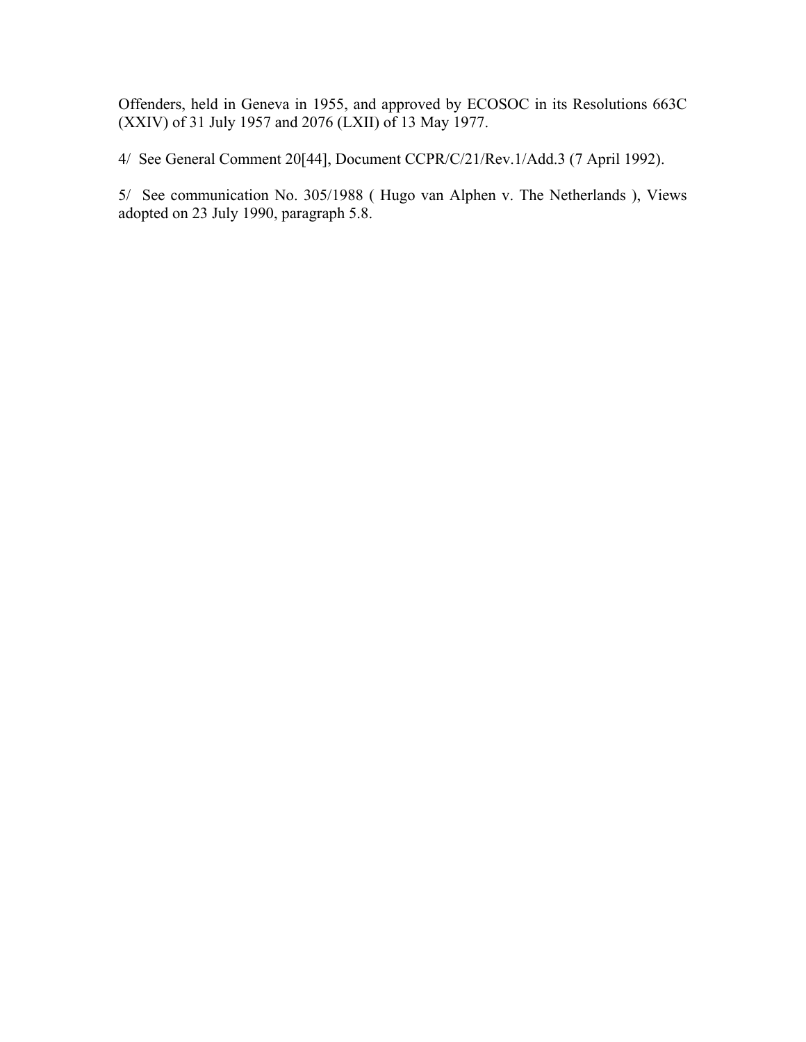Offenders, held in Geneva in 1955, and approved by ECOSOC in its Resolutions 663C (XXIV) of 31 July 1957 and 2076 (LXII) of 13 May 1977.

4/ See General Comment 20[44], Document CCPR/C/21/Rev.1/Add.3 (7 April 1992).

5/ See communication No. 305/1988 ( Hugo van Alphen v. The Netherlands ), Views adopted on 23 July 1990, paragraph 5.8.